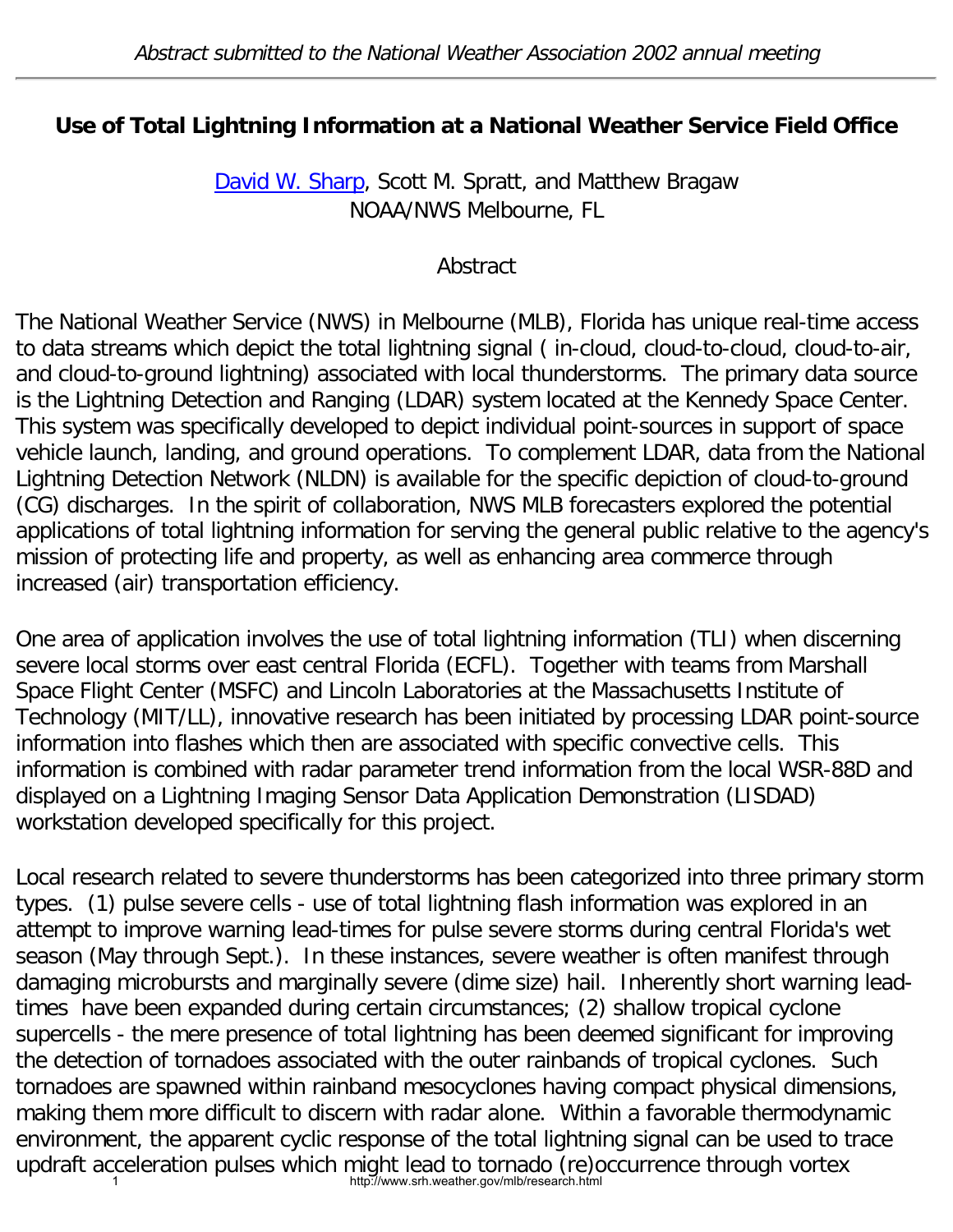*Abstract submitted to the National Weather Association 2002 annual meeting*

# Use of Total Lightning Information at a National Weather Service Field Office

David W. Sharp, Scott M. Spratt, and Matthew Bragaw
NOAA/NWS Melbourne, FL

## Abstract

The National Weather Service (NWS) in Melbourne (MLB), Florida has unique real-time access to data streams which depict the total lightning signal ( in-cloud, cloud-to-cloud, cloud-to-air, and cloud-to-ground lightning) associated with local thunderstorms. The primary data source is the Lightning Detection and Ranging (LDAR) system located at the Kennedy Space Center. This system was specifically developed to depict individual point-sources in support of space vehicle launch, landing, and ground operations. To complement LDAR, data from the National Lightning Detection Network (NLDN) is available for the specific depiction of cloud-to-ground (CG) discharges. In the spirit of collaboration, NWS MLB forecasters explored the potential applications of total lightning information for serving the general public relative to the agency's mission of protecting life and property, as well as enhancing area commerce through increased (air) transportation efficiency.

One area of application involves the use of total lightning information (TLI) when discerning severe local storms over east central Florida (ECFL). Together with teams from Marshall Space Flight Center (MSFC) and Lincoln Laboratories at the Massachusetts Institute of Technology (MIT/LL), innovative research has been initiated by processing LDAR point-source information into flashes which then are associated with specific convective cells. This information is combined with radar parameter trend information from the local WSR-88D and displayed on a Lightning Imaging Sensor Data Application Demonstration (LISDAD) workstation developed specifically for this project.

Local research related to severe thunderstorms has been categorized into three primary storm types. (1) pulse severe cells - use of total lightning flash information was explored in an attempt to improve warning lead-times for pulse severe storms during central Florida's wet season (May through Sept.). In these instances, severe weather is often manifest through damaging microbursts and marginally severe (dime size) hail. Inherently short warning lead-times have been expanded during certain circumstances; (2) shallow tropical cyclone supercells - the mere presence of total lightning has been deemed significant for improving the detection of tornadoes associated with the outer rainbands of tropical cyclones. Such tornadoes are spawned within rainband mesocyclones having compact physical dimensions, making them more difficult to discern with radar alone. Within a favorable thermodynamic environment, the apparent cyclic response of the total lightning signal can be used to trace updraft acceleration pulses which might lead to tornado (re)occurrence through vortex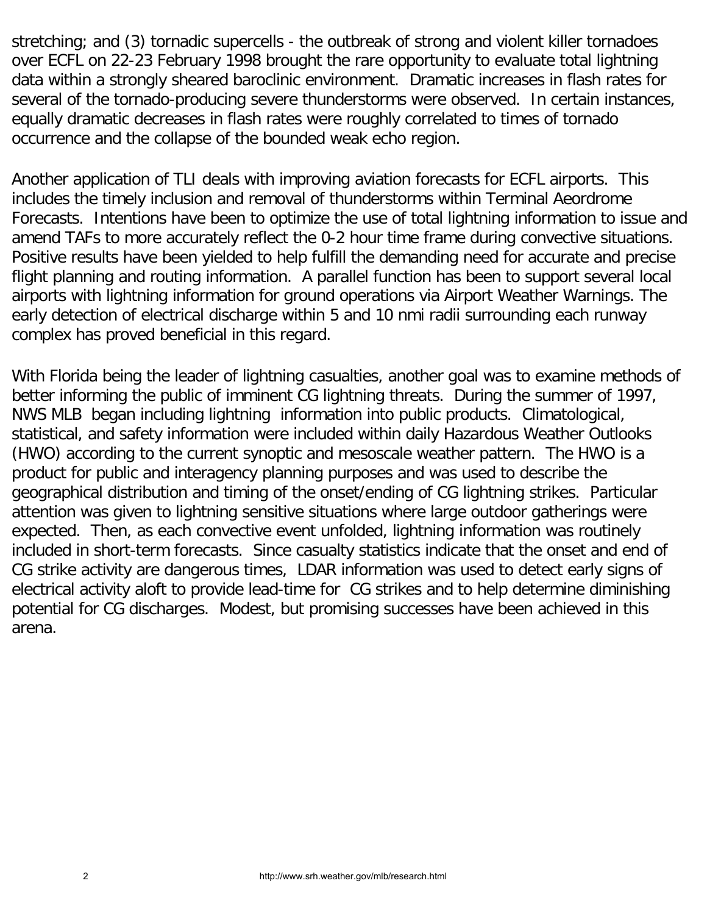stretching; and (3) tornadic supercells - the outbreak of strong and violent killer tornadoes over ECFL on 22-23 February 1998 brought the rare opportunity to evaluate total lightning data within a strongly sheared baroclinic environment. Dramatic increases in flash rates for several of the tornado-producing severe thunderstorms were observed. In certain instances, equally dramatic decreases in flash rates were roughly correlated to times of tornado occurrence and the collapse of the bounded weak echo region.

Another application of TLI deals with improving aviation forecasts for ECFL airports. This includes the timely inclusion and removal of thunderstorms within Terminal Aeordrome Forecasts. Intentions have been to optimize the use of total lightning information to issue and amend TAFs to more accurately reflect the 0-2 hour time frame during convective situations. Positive results have been yielded to help fulfill the demanding need for accurate and precise flight planning and routing information. A parallel function has been to support several local airports with lightning information for ground operations via Airport Weather Warnings. The early detection of electrical discharge within 5 and 10 nmi radii surrounding each runway complex has proved beneficial in this regard.

With Florida being the leader of lightning casualties, another goal was to examine methods of better informing the public of imminent CG lightning threats. During the summer of 1997, NWS MLB began including lightning information into public products. Climatological, statistical, and safety information were included within daily Hazardous Weather Outlooks (HWO) according to the current synoptic and mesoscale weather pattern. The HWO is a product for public and interagency planning purposes and was used to describe the geographical distribution and timing of the onset/ending of CG lightning strikes. Particular attention was given to lightning sensitive situations where large outdoor gatherings were expected. Then, as each convective event unfolded, lightning information was routinely included in short-term forecasts. Since casualty statistics indicate that the onset and end of CG strike activity are dangerous times, LDAR information was used to detect early signs of electrical activity aloft to provide lead-time for CG strikes and to help determine diminishing potential for CG discharges. Modest, but promising successes have been achieved in this arena.